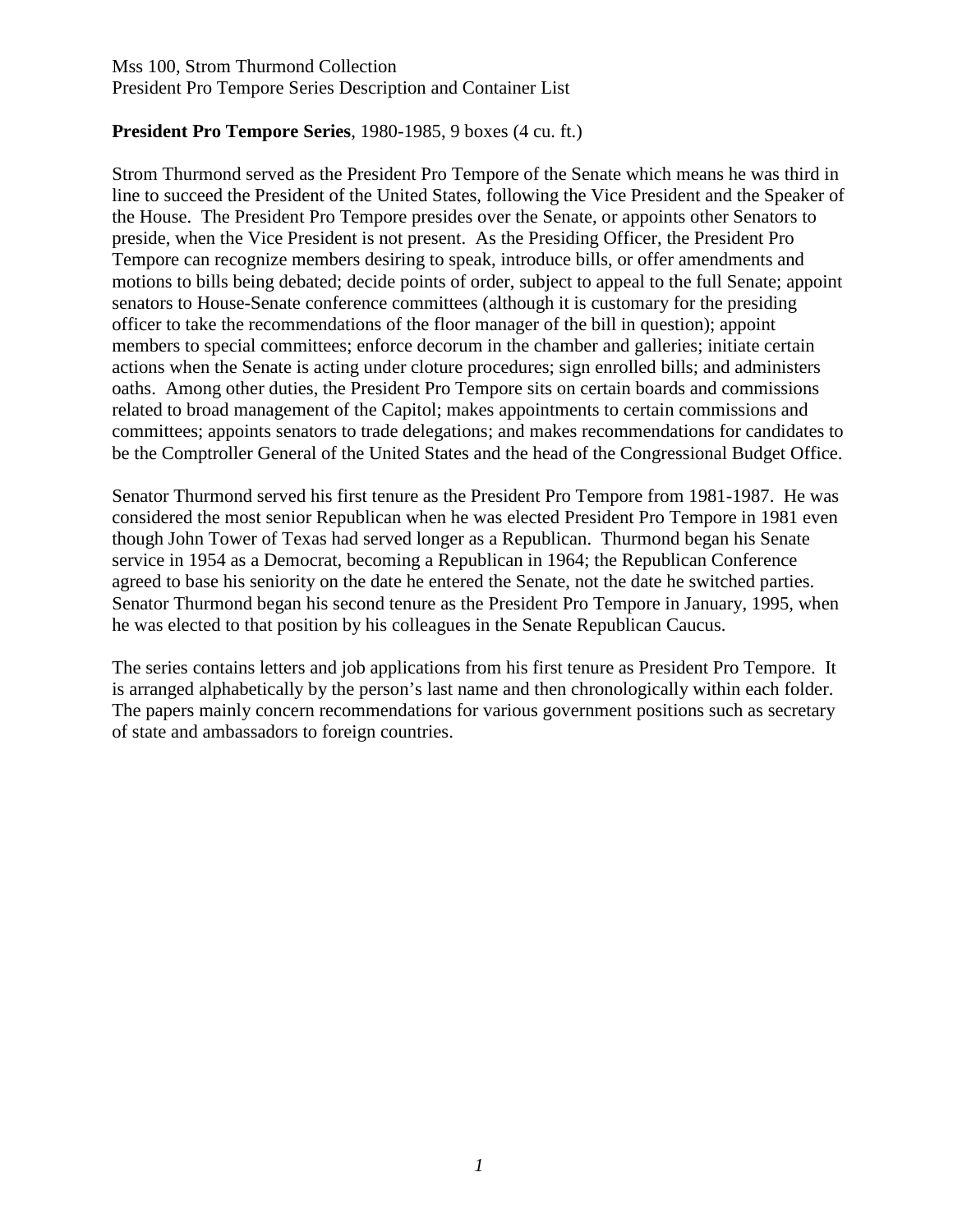Mss 100, Strom Thurmond Collection
President Pro Tempore Series Description and Container List

**President Pro Tempore Series**, 1980-1985, 9 boxes (4 cu. ft.)

Strom Thurmond served as the President Pro Tempore of the Senate which means he was third in line to succeed the President of the United States, following the Vice President and the Speaker of the House. The President Pro Tempore presides over the Senate, or appoints other Senators to preside, when the Vice President is not present. As the Presiding Officer, the President Pro Tempore can recognize members desiring to speak, introduce bills, or offer amendments and motions to bills being debated; decide points of order, subject to appeal to the full Senate; appoint senators to House-Senate conference committees (although it is customary for the presiding officer to take the recommendations of the floor manager of the bill in question); appoint members to special committees; enforce decorum in the chamber and galleries; initiate certain actions when the Senate is acting under cloture procedures; sign enrolled bills; and administers oaths. Among other duties, the President Pro Tempore sits on certain boards and commissions related to broad management of the Capitol; makes appointments to certain commissions and committees; appoints senators to trade delegations; and makes recommendations for candidates to be the Comptroller General of the United States and the head of the Congressional Budget Office.

Senator Thurmond served his first tenure as the President Pro Tempore from 1981-1987. He was considered the most senior Republican when he was elected President Pro Tempore in 1981 even though John Tower of Texas had served longer as a Republican. Thurmond began his Senate service in 1954 as a Democrat, becoming a Republican in 1964; the Republican Conference agreed to base his seniority on the date he entered the Senate, not the date he switched parties. Senator Thurmond began his second tenure as the President Pro Tempore in January, 1995, when he was elected to that position by his colleagues in the Senate Republican Caucus.

The series contains letters and job applications from his first tenure as President Pro Tempore. It is arranged alphabetically by the person's last name and then chronologically within each folder. The papers mainly concern recommendations for various government positions such as secretary of state and ambassadors to foreign countries.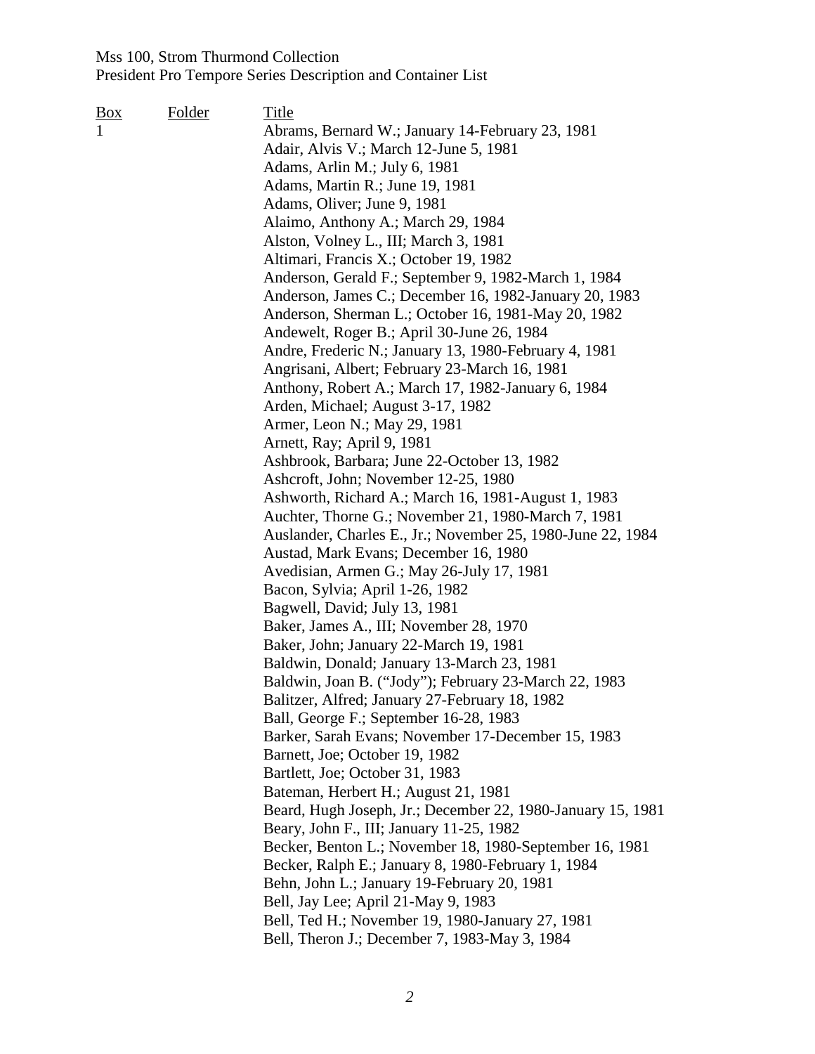| Box | Folder | Title |
|---|---|---|
| 1 | | Abrams, Bernard W.; January 14-February 23, 1981 |
| | | Adair, Alvis V.; March 12-June 5, 1981 |
| | | Adams, Arlin M.; July 6, 1981 |
| | | Adams, Martin R.; June 19, 1981 |
| | | Adams, Oliver; June 9, 1981 |
| | | Alaimo, Anthony A.; March 29, 1984 |
| | | Alston, Volney L., III; March 3, 1981 |
| | | Altimari, Francis X.; October 19, 1982 |
| | | Anderson, Gerald F.; September 9, 1982-March 1, 1984 |
| | | Anderson, James C.; December 16, 1982-January 20, 1983 |
| | | Anderson, Sherman L.; October 16, 1981-May 20, 1982 |
| | | Andewelt, Roger B.; April 30-June 26, 1984 |
| | | Andre, Frederic N.; January 13, 1980-February 4, 1981 |
| | | Angrisani, Albert; February 23-March 16, 1981 |
| | | Anthony, Robert A.; March 17, 1982-January 6, 1984 |
| | | Arden, Michael; August 3-17, 1982 |
| | | Armer, Leon N.; May 29, 1981 |
| | | Arnett, Ray; April 9, 1981 |
| | | Ashbrook, Barbara; June 22-October 13, 1982 |
| | | Ashcroft, John; November 12-25, 1980 |
| | | Ashworth, Richard A.; March 16, 1981-August 1, 1983 |
| | | Auchter, Thorne G.; November 21, 1980-March 7, 1981 |
| | | Auslander, Charles E., Jr.; November 25, 1980-June 22, 1984 |
| | | Austad, Mark Evans; December 16, 1980 |
| | | Avedisian, Armen G.; May 26-July 17, 1981 |
| | | Bacon, Sylvia; April 1-26, 1982 |
| | | Bagwell, David; July 13, 1981 |
| | | Baker, James A., III; November 28, 1970 |
| | | Baker, John; January 22-March 19, 1981 |
| | | Baldwin, Donald; January 13-March 23, 1981 |
| | | Baldwin, Joan B. ("Jody"); February 23-March 22, 1983 |
| | | Balitzer, Alfred; January 27-February 18, 1982 |
| | | Ball, George F.; September 16-28, 1983 |
| | | Barker, Sarah Evans; November 17-December 15, 1983 |
| | | Barnett, Joe; October 19, 1982 |
| | | Bartlett, Joe; October 31, 1983 |
| | | Bateman, Herbert H.; August 21, 1981 |
| | | Beard, Hugh Joseph, Jr.; December 22, 1980-January 15, 1981 |
| | | Beary, John F., III; January 11-25, 1982 |
| | | Becker, Benton L.; November 18, 1980-September 16, 1981 |
| | | Becker, Ralph E.; January 8, 1980-February 1, 1984 |
| | | Behn, John L.; January 19-February 20, 1981 |
| | | Bell, Jay Lee; April 21-May 9, 1983 |
| | | Bell, Ted H.; November 19, 1980-January 27, 1981 |
| | | Bell, Theron J.; December 7, 1983-May 3, 1984 |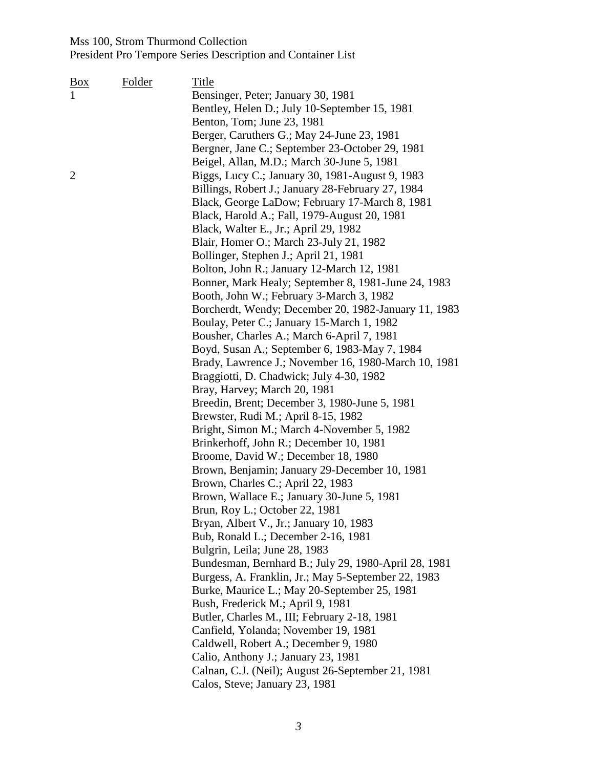| Box | Folder | Title |
|---|---|---|
| 1 | | Bensinger, Peter; January 30, 1981 |
| | | Bentley, Helen D.; July 10-September 15, 1981 |
| | | Benton, Tom; June 23, 1981 |
| | | Berger, Caruthers G.; May 24-June 23, 1981 |
| | | Bergner, Jane C.; September 23-October 29, 1981 |
| | | Beigel, Allan, M.D.; March 30-June 5, 1981 |
| 2 | | Biggs, Lucy C.; January 30, 1981-August 9, 1983 |
| | | Billings, Robert J.; January 28-February 27, 1984 |
| | | Black, George LaDow; February 17-March 8, 1981 |
| | | Black, Harold A.; Fall, 1979-August 20, 1981 |
| | | Black, Walter E., Jr.; April 29, 1982 |
| | | Blair, Homer O.; March 23-July 21, 1982 |
| | | Bollinger, Stephen J.; April 21, 1981 |
| | | Bolton, John R.; January 12-March 12, 1981 |
| | | Bonner, Mark Healy; September 8, 1981-June 24, 1983 |
| | | Booth, John W.; February 3-March 3, 1982 |
| | | Borcherdt, Wendy; December 20, 1982-January 11, 1983 |
| | | Boulay, Peter C.; January 15-March 1, 1982 |
| | | Bousher, Charles A.; March 6-April 7, 1981 |
| | | Boyd, Susan A.; September 6, 1983-May 7, 1984 |
| | | Brady, Lawrence J.; November 16, 1980-March 10, 1981 |
| | | Braggiotti, D. Chadwick; July 4-30, 1982 |
| | | Bray, Harvey; March 20, 1981 |
| | | Breedin, Brent; December 3, 1980-June 5, 1981 |
| | | Brewster, Rudi M.; April 8-15, 1982 |
| | | Bright, Simon M.; March 4-November 5, 1982 |
| | | Brinkerhoff, John R.; December 10, 1981 |
| | | Broome, David W.; December 18, 1980 |
| | | Brown, Benjamin; January 29-December 10, 1981 |
| | | Brown, Charles C.; April 22, 1983 |
| | | Brown, Wallace E.; January 30-June 5, 1981 |
| | | Brun, Roy L.; October 22, 1981 |
| | | Bryan, Albert V., Jr.; January 10, 1983 |
| | | Bub, Ronald L.; December 2-16, 1981 |
| | | Bulgrin, Leila; June 28, 1983 |
| | | Bundesman, Bernhard B.; July 29, 1980-April 28, 1981 |
| | | Burgess, A. Franklin, Jr.; May 5-September 22, 1983 |
| | | Burke, Maurice L.; May 20-September 25, 1981 |
| | | Bush, Frederick M.; April 9, 1981 |
| | | Butler, Charles M., III; February 2-18, 1981 |
| | | Canfield, Yolanda; November 19, 1981 |
| | | Caldwell, Robert A.; December 9, 1980 |
| | | Calio, Anthony J.; January 23, 1981 |
| | | Calnan, C.J. (Neil); August 26-September 21, 1981 |
| | | Calos, Steve; January 23, 1981 |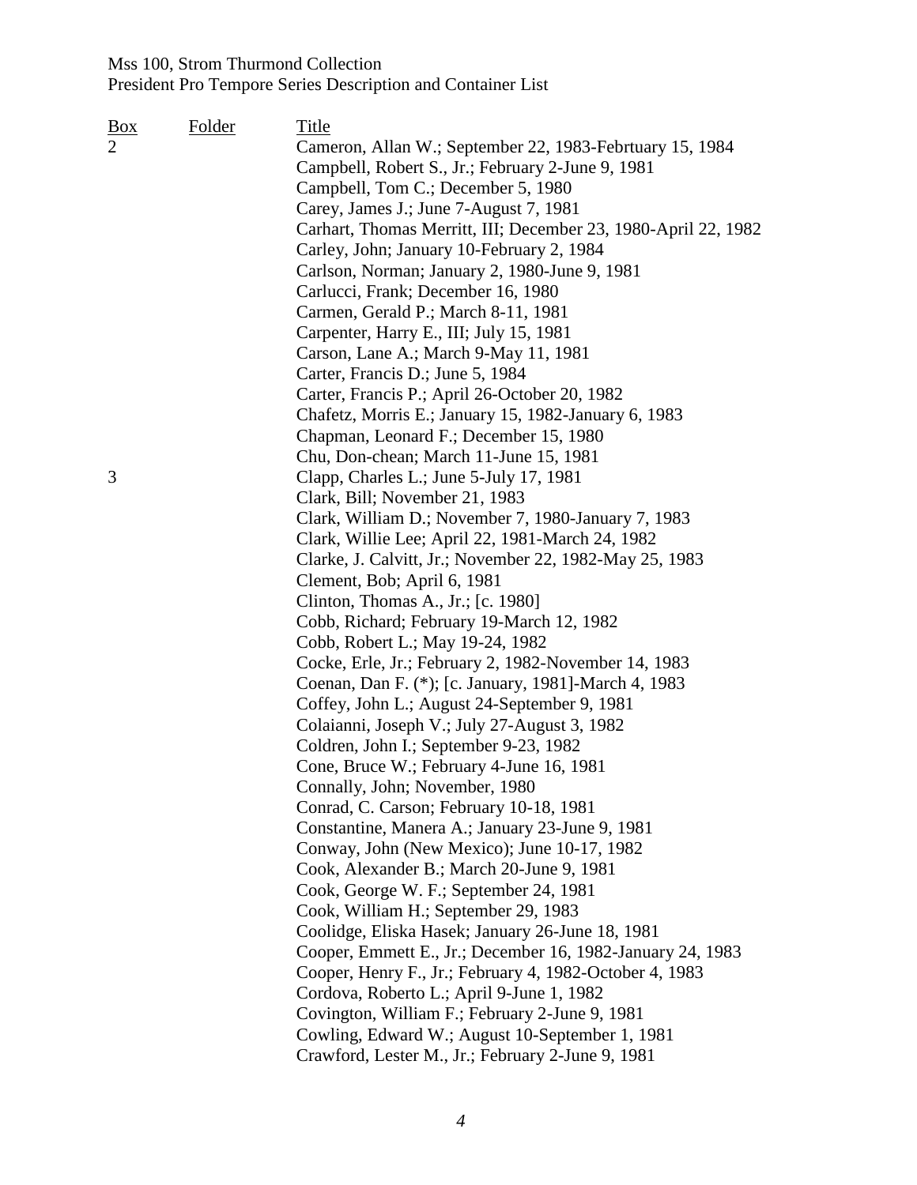| Box | Folder | Title |
|---|---|---|
| 2 | | Cameron, Allan W.; September 22, 1983-Febrtuary 15, 1984 |
| | | Campbell, Robert S., Jr.; February 2-June 9, 1981 |
| | | Campbell, Tom C.; December 5, 1980 |
| | | Carey, James J.; June 7-August 7, 1981 |
| | | Carhart, Thomas Merritt, III; December 23, 1980-April 22, 1982 |
| | | Carley, John; January 10-February 2, 1984 |
| | | Carlson, Norman; January 2, 1980-June 9, 1981 |
| | | Carlucci, Frank; December 16, 1980 |
| | | Carmen, Gerald P.; March 8-11, 1981 |
| | | Carpenter, Harry E., III; July 15, 1981 |
| | | Carson, Lane A.; March 9-May 11, 1981 |
| | | Carter, Francis D.; June 5, 1984 |
| | | Carter, Francis P.; April 26-October 20, 1982 |
| | | Chafetz, Morris E.; January 15, 1982-January 6, 1983 |
| | | Chapman, Leonard F.; December 15, 1980 |
| | | Chu, Don-chean; March 11-June 15, 1981 |
| 3 | | Clapp, Charles L.; June 5-July 17, 1981 |
| | | Clark, Bill; November 21, 1983 |
| | | Clark, William D.; November 7, 1980-January 7, 1983 |
| | | Clark, Willie Lee; April 22, 1981-March 24, 1982 |
| | | Clarke, J. Calvitt, Jr.; November 22, 1982-May 25, 1983 |
| | | Clement, Bob; April 6, 1981 |
| | | Clinton, Thomas A., Jr.; [c. 1980] |
| | | Cobb, Richard; February 19-March 12, 1982 |
| | | Cobb, Robert L.; May 19-24, 1982 |
| | | Cocke, Erle, Jr.; February 2, 1982-November 14, 1983 |
| | | Coenan, Dan F. (*); [c. January, 1981]-March 4, 1983 |
| | | Coffey, John L.; August 24-September 9, 1981 |
| | | Colaianni, Joseph V.; July 27-August 3, 1982 |
| | | Coldren, John I.; September 9-23, 1982 |
| | | Cone, Bruce W.; February 4-June 16, 1981 |
| | | Connally, John; November, 1980 |
| | | Conrad, C. Carson; February 10-18, 1981 |
| | | Constantine, Manera A.; January 23-June 9, 1981 |
| | | Conway, John (New Mexico); June 10-17, 1982 |
| | | Cook, Alexander B.; March 20-June 9, 1981 |
| | | Cook, George W. F.; September 24, 1981 |
| | | Cook, William H.; September 29, 1983 |
| | | Coolidge, Eliska Hasek; January 26-June 18, 1981 |
| | | Cooper, Emmett E., Jr.; December 16, 1982-January 24, 1983 |
| | | Cooper, Henry F., Jr.; February 4, 1982-October 4, 1983 |
| | | Cordova, Roberto L.; April 9-June 1, 1982 |
| | | Covington, William F.; February 2-June 9, 1981 |
| | | Cowling, Edward W.; August 10-September 1, 1981 |
| | | Crawford, Lester M., Jr.; February 2-June 9, 1981 |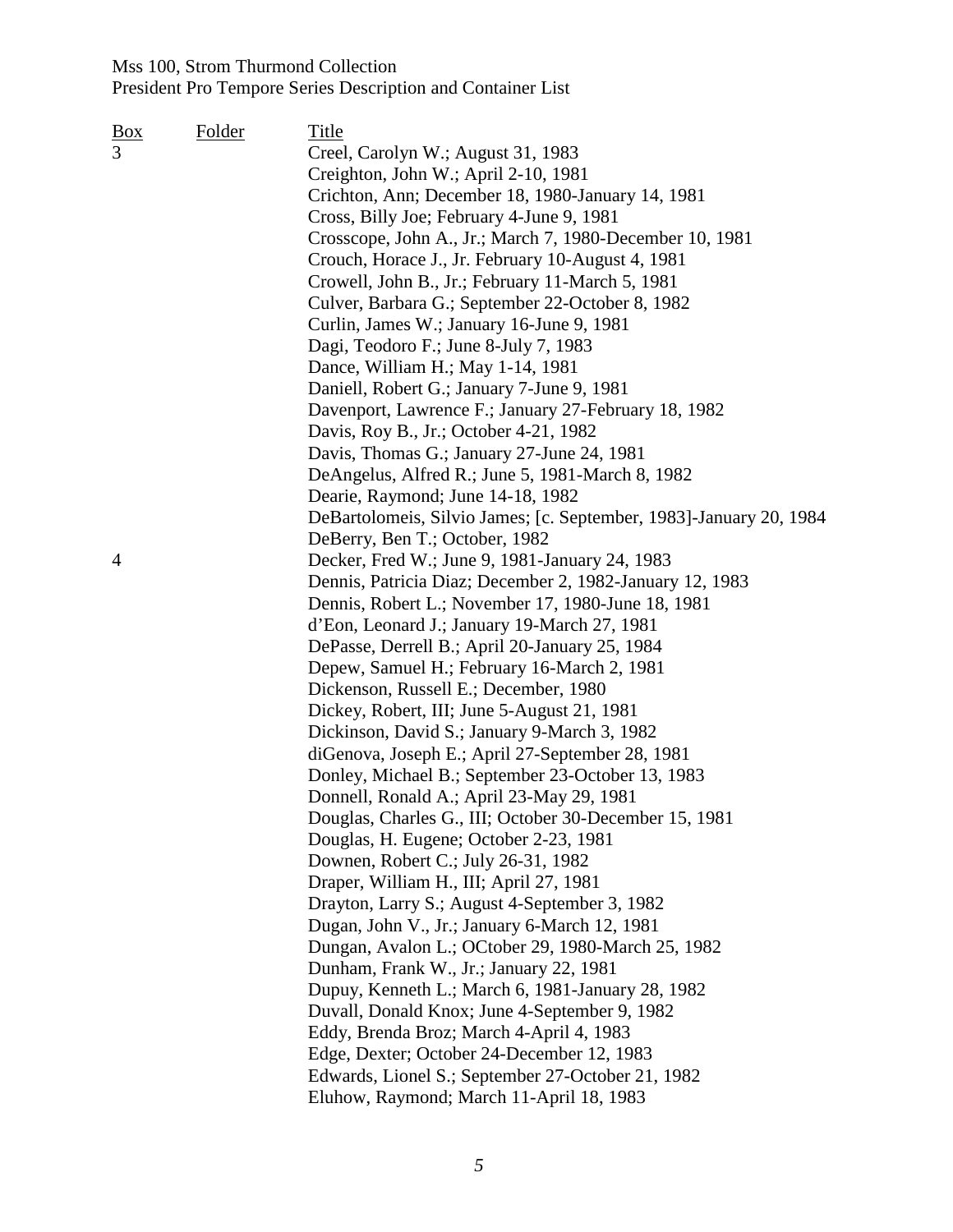| Box | Folder | Title |
|---|---|---|
| 3 | | Creel, Carolyn W.; August 31, 1983 |
| | | Creighton, John W.; April 2-10, 1981 |
| | | Crichton, Ann; December 18, 1980-January 14, 1981 |
| | | Cross, Billy Joe; February 4-June 9, 1981 |
| | | Crosscope, John A., Jr.; March 7, 1980-December 10, 1981 |
| | | Crouch, Horace J., Jr. February 10-August 4, 1981 |
| | | Crowell, John B., Jr.; February 11-March 5, 1981 |
| | | Culver, Barbara G.; September 22-October 8, 1982 |
| | | Curlin, James W.; January 16-June 9, 1981 |
| | | Dagi, Teodoro F.; June 8-July 7, 1983 |
| | | Dance, William H.; May 1-14, 1981 |
| | | Daniell, Robert G.; January 7-June 9, 1981 |
| | | Davenport, Lawrence F.; January 27-February 18, 1982 |
| | | Davis, Roy B., Jr.; October 4-21, 1982 |
| | | Davis, Thomas G.; January 27-June 24, 1981 |
| | | DeAngelus, Alfred R.; June 5, 1981-March 8, 1982 |
| | | Dearie, Raymond; June 14-18, 1982 |
| | | DeBartolomeis, Silvio James; [c. September, 1983]-January 20, 1984 |
| | | DeBerry, Ben T.; October, 1982 |
| 4 | | Decker, Fred W.; June 9, 1981-January 24, 1983 |
| | | Dennis, Patricia Diaz; December 2, 1982-January 12, 1983 |
| | | Dennis, Robert L.; November 17, 1980-June 18, 1981 |
| | | d'Eon, Leonard J.; January 19-March 27, 1981 |
| | | DePasse, Derrell B.; April 20-January 25, 1984 |
| | | Depew, Samuel H.; February 16-March 2, 1981 |
| | | Dickenson, Russell E.; December, 1980 |
| | | Dickey, Robert, III; June 5-August 21, 1981 |
| | | Dickinson, David S.; January 9-March 3, 1982 |
| | | diGenova, Joseph E.; April 27-September 28, 1981 |
| | | Donley, Michael B.; September 23-October 13, 1983 |
| | | Donnell, Ronald A.; April 23-May 29, 1981 |
| | | Douglas, Charles G., III; October 30-December 15, 1981 |
| | | Douglas, H. Eugene; October 2-23, 1981 |
| | | Downen, Robert C.; July 26-31, 1982 |
| | | Draper, William H., III; April 27, 1981 |
| | | Drayton, Larry S.; August 4-September 3, 1982 |
| | | Dugan, John V., Jr.; January 6-March 12, 1981 |
| | | Dungan, Avalon L.; OCtober 29, 1980-March 25, 1982 |
| | | Dunham, Frank W., Jr.; January 22, 1981 |
| | | Dupuy, Kenneth L.; March 6, 1981-January 28, 1982 |
| | | Duvall, Donald Knox; June 4-September 9, 1982 |
| | | Eddy, Brenda Broz; March 4-April 4, 1983 |
| | | Edge, Dexter; October 24-December 12, 1983 |
| | | Edwards, Lionel S.; September 27-October 21, 1982 |
| | | Eluhow, Raymond; March 11-April 18, 1983 |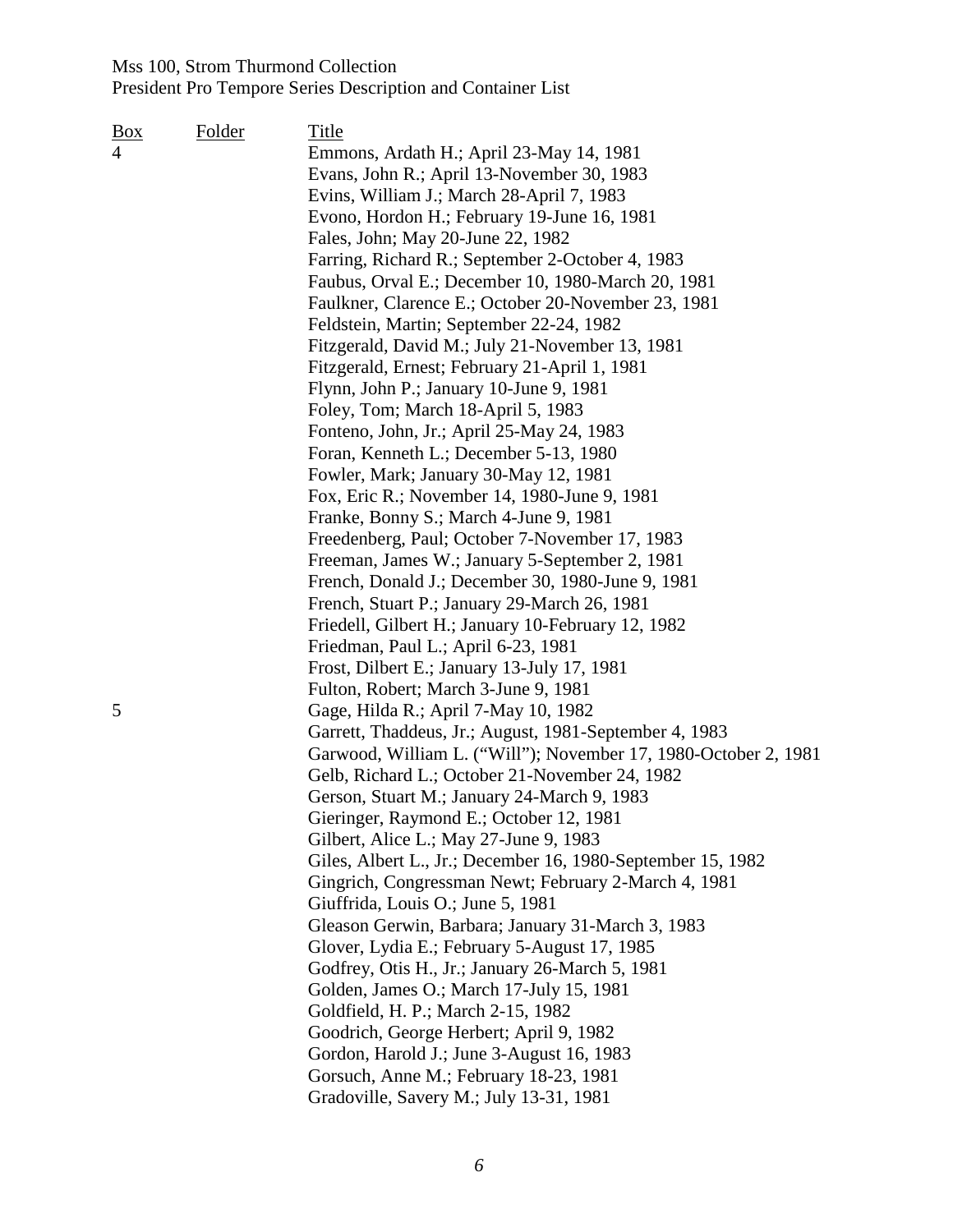| Box | Folder | Title |
| --- | --- | --- |
| 4 | | Emmons, Ardath H.; April 23-May 14, 1981 |
| | | Evans, John R.; April 13-November 30, 1983 |
| | | Evins, William J.; March 28-April 7, 1983 |
| | | Evono, Hordon H.; February 19-June 16, 1981 |
| | | Fales, John; May 20-June 22, 1982 |
| | | Farring, Richard R.; September 2-October 4, 1983 |
| | | Faubus, Orval E.; December 10, 1980-March 20, 1981 |
| | | Faulkner, Clarence E.; October 20-November 23, 1981 |
| | | Feldstein, Martin; September 22-24, 1982 |
| | | Fitzgerald, David M.; July 21-November 13, 1981 |
| | | Fitzgerald, Ernest; February 21-April 1, 1981 |
| | | Flynn, John P.; January 10-June 9, 1981 |
| | | Foley, Tom; March 18-April 5, 1983 |
| | | Fonteno, John, Jr.; April 25-May 24, 1983 |
| | | Foran, Kenneth L.; December 5-13, 1980 |
| | | Fowler, Mark; January 30-May 12, 1981 |
| | | Fox, Eric R.; November 14, 1980-June 9, 1981 |
| | | Franke, Bonny S.; March 4-June 9, 1981 |
| | | Freedenberg, Paul; October 7-November 17, 1983 |
| | | Freeman, James W.; January 5-September 2, 1981 |
| | | French, Donald J.; December 30, 1980-June 9, 1981 |
| | | French, Stuart P.; January 29-March 26, 1981 |
| | | Friedell, Gilbert H.; January 10-February 12, 1982 |
| | | Friedman, Paul L.; April 6-23, 1981 |
| | | Frost, Dilbert E.; January 13-July 17, 1981 |
| | | Fulton, Robert; March 3-June 9, 1981 |
| 5 | | Gage, Hilda R.; April 7-May 10, 1982 |
| | | Garrett, Thaddeus, Jr.; August, 1981-September 4, 1983 |
| | | Garwood, William L. ("Will"); November 17, 1980-October 2, 1981 |
| | | Gelb, Richard L.; October 21-November 24, 1982 |
| | | Gerson, Stuart M.; January 24-March 9, 1983 |
| | | Gieringer, Raymond E.; October 12, 1981 |
| | | Gilbert, Alice L.; May 27-June 9, 1983 |
| | | Giles, Albert L., Jr.; December 16, 1980-September 15, 1982 |
| | | Gingrich, Congressman Newt; February 2-March 4, 1981 |
| | | Giuffrida, Louis O.; June 5, 1981 |
| | | Gleason Gerwin, Barbara; January 31-March 3, 1983 |
| | | Glover, Lydia E.; February 5-August 17, 1985 |
| | | Godfrey, Otis H., Jr.; January 26-March 5, 1981 |
| | | Golden, James O.; March 17-July 15, 1981 |
| | | Goldfield, H. P.; March 2-15, 1982 |
| | | Goodrich, George Herbert; April 9, 1982 |
| | | Gordon, Harold J.; June 3-August 16, 1983 |
| | | Gorsuch, Anne M.; February 18-23, 1981 |
| | | Gradoville, Savery M.; July 13-31, 1981 |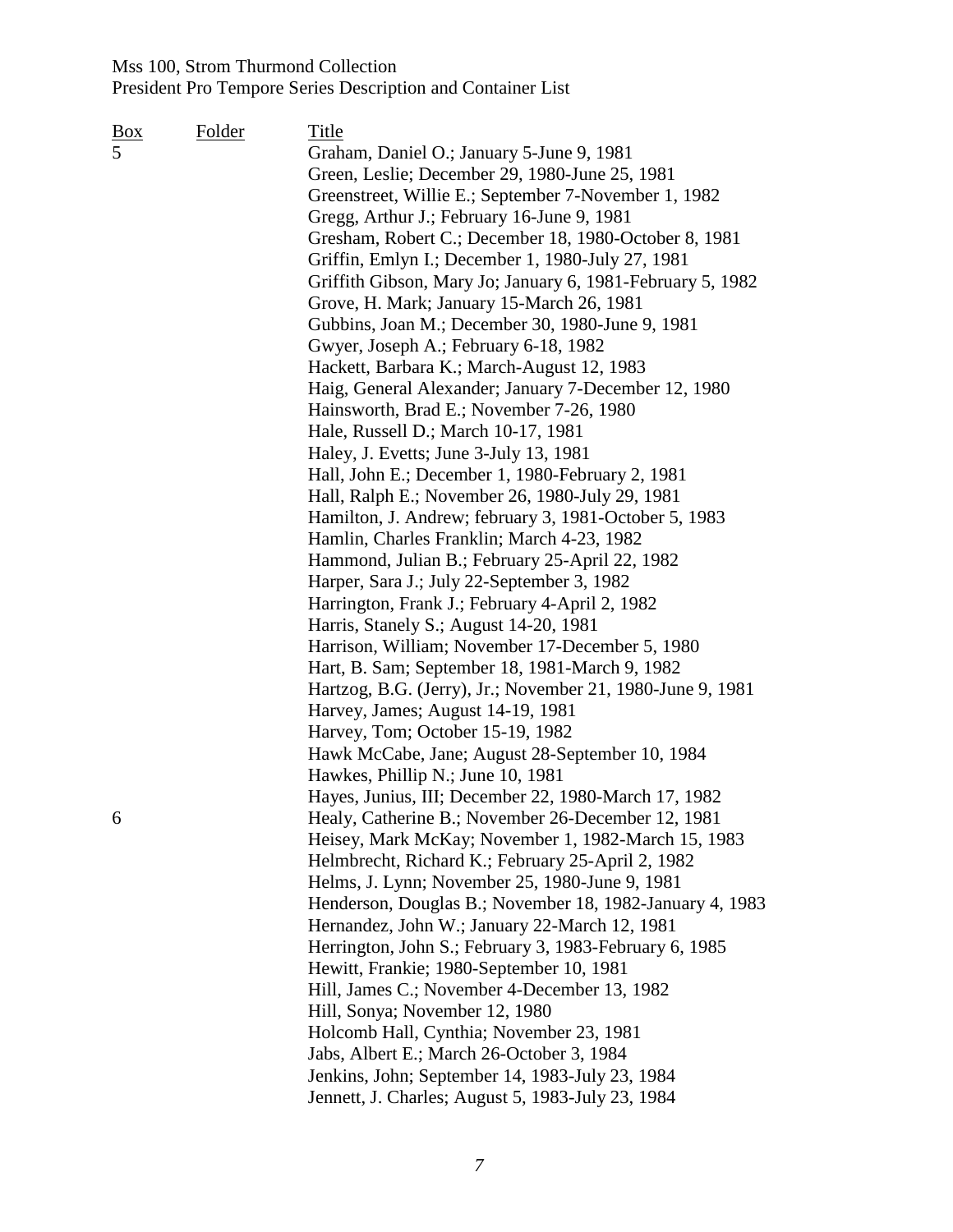| Box | Folder | Title |
|---|---|---|
| 5 | | Graham, Daniel O.; January 5-June 9, 1981 |
| | | Green, Leslie; December 29, 1980-June 25, 1981 |
| | | Greenstreet, Willie E.; September 7-November 1, 1982 |
| | | Gregg, Arthur J.; February 16-June 9, 1981 |
| | | Gresham, Robert C.; December 18, 1980-October 8, 1981 |
| | | Griffin, Emlyn I.; December 1, 1980-July 27, 1981 |
| | | Griffith Gibson, Mary Jo; January 6, 1981-February 5, 1982 |
| | | Grove, H. Mark; January 15-March 26, 1981 |
| | | Gubbins, Joan M.; December 30, 1980-June 9, 1981 |
| | | Gwyer, Joseph A.; February 6-18, 1982 |
| | | Hackett, Barbara K.; March-August 12, 1983 |
| | | Haig, General Alexander; January 7-December 12, 1980 |
| | | Hainsworth, Brad E.; November 7-26, 1980 |
| | | Hale, Russell D.; March 10-17, 1981 |
| | | Haley, J. Evetts; June 3-July 13, 1981 |
| | | Hall, John E.; December 1, 1980-February 2, 1981 |
| | | Hall, Ralph E.; November 26, 1980-July 29, 1981 |
| | | Hamilton, J. Andrew; february 3, 1981-October 5, 1983 |
| | | Hamlin, Charles Franklin; March 4-23, 1982 |
| | | Hammond, Julian B.; February 25-April 22, 1982 |
| | | Harper, Sara J.; July 22-September 3, 1982 |
| | | Harrington, Frank J.; February 4-April 2, 1982 |
| | | Harris, Stanely S.; August 14-20, 1981 |
| | | Harrison, William; November 17-December 5, 1980 |
| | | Hart, B. Sam; September 18, 1981-March 9, 1982 |
| | | Hartzog, B.G. (Jerry), Jr.; November 21, 1980-June 9, 1981 |
| | | Harvey, James; August 14-19, 1981 |
| | | Harvey, Tom; October 15-19, 1982 |
| | | Hawk McCabe, Jane; August 28-September 10, 1984 |
| | | Hawkes, Phillip N.; June 10, 1981 |
| | | Hayes, Junius, III; December 22, 1980-March 17, 1982 |
| 6 | | Healy, Catherine B.; November 26-December 12, 1981 |
| | | Heisey, Mark McKay; November 1, 1982-March 15, 1983 |
| | | Helmbrecht, Richard K.; February 25-April 2, 1982 |
| | | Helms, J. Lynn; November 25, 1980-June 9, 1981 |
| | | Henderson, Douglas B.; November 18, 1982-January 4, 1983 |
| | | Hernandez, John W.; January 22-March 12, 1981 |
| | | Herrington, John S.; February 3, 1983-February 6, 1985 |
| | | Hewitt, Frankie; 1980-September 10, 1981 |
| | | Hill, James C.; November 4-December 13, 1982 |
| | | Hill, Sonya; November 12, 1980 |
| | | Holcomb Hall, Cynthia; November 23, 1981 |
| | | Jabs, Albert E.; March 26-October 3, 1984 |
| | | Jenkins, John; September 14, 1983-July 23, 1984 |
| | | Jennett, J. Charles; August 5, 1983-July 23, 1984 |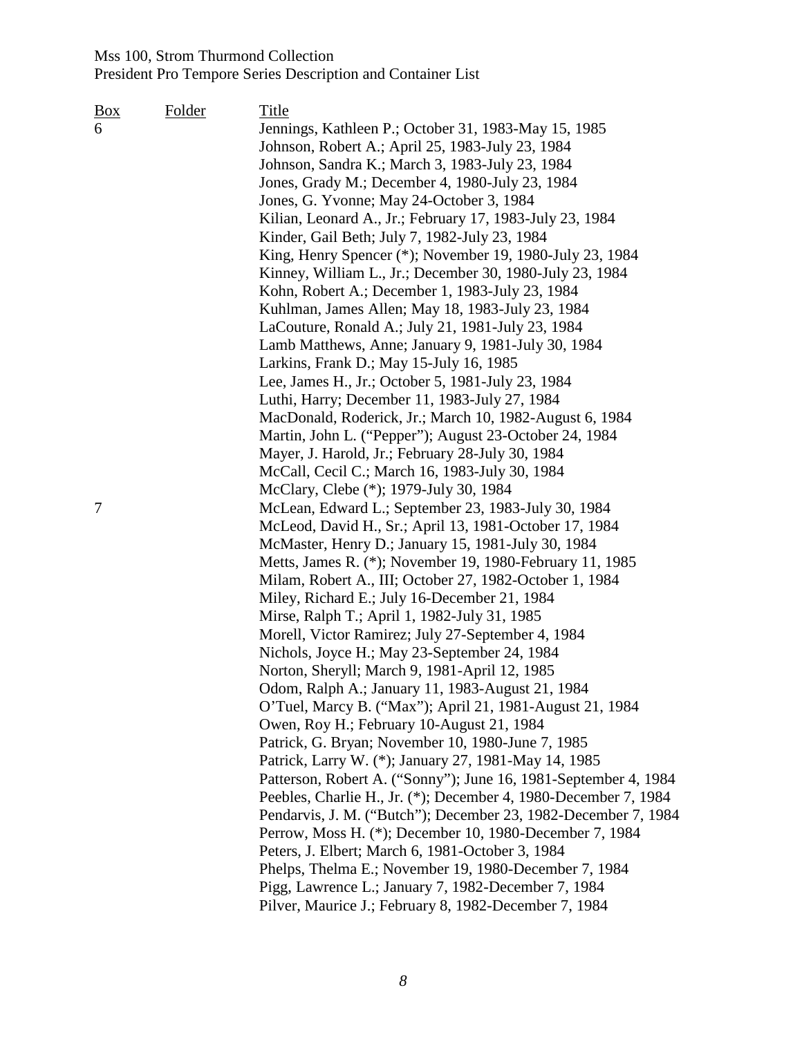| Box | Folder | Title |
|---|---|---|
| 6 | | Jennings, Kathleen P.; October 31, 1983-May 15, 1985 |
| | | Johnson, Robert A.; April 25, 1983-July 23, 1984 |
| | | Johnson, Sandra K.; March 3, 1983-July 23, 1984 |
| | | Jones, Grady M.; December 4, 1980-July 23, 1984 |
| | | Jones, G. Yvonne; May 24-October 3, 1984 |
| | | Kilian, Leonard A., Jr.; February 17, 1983-July 23, 1984 |
| | | Kinder, Gail Beth; July 7, 1982-July 23, 1984 |
| | | King, Henry Spencer (*); November 19, 1980-July 23, 1984 |
| | | Kinney, William L., Jr.; December 30, 1980-July 23, 1984 |
| | | Kohn, Robert A.; December 1, 1983-July 23, 1984 |
| | | Kuhlman, James Allen; May 18, 1983-July 23, 1984 |
| | | LaCouture, Ronald A.; July 21, 1981-July 23, 1984 |
| | | Lamb Matthews, Anne; January 9, 1981-July 30, 1984 |
| | | Larkins, Frank D.; May 15-July 16, 1985 |
| | | Lee, James H., Jr.; October 5, 1981-July 23, 1984 |
| | | Luthi, Harry; December 11, 1983-July 27, 1984 |
| | | MacDonald, Roderick, Jr.; March 10, 1982-August 6, 1984 |
| | | Martin, John L. ("Pepper"); August 23-October 24, 1984 |
| | | Mayer, J. Harold, Jr.; February 28-July 30, 1984 |
| | | McCall, Cecil C.; March 16, 1983-July 30, 1984 |
| | | McClary, Clebe (*); 1979-July 30, 1984 |
| 7 | | McLean, Edward L.; September 23, 1983-July 30, 1984 |
| | | McLeod, David H., Sr.; April 13, 1981-October 17, 1984 |
| | | McMaster, Henry D.; January 15, 1981-July 30, 1984 |
| | | Metts, James R. (*); November 19, 1980-February 11, 1985 |
| | | Milam, Robert A., III; October 27, 1982-October 1, 1984 |
| | | Miley, Richard E.; July 16-December 21, 1984 |
| | | Mirse, Ralph T.; April 1, 1982-July 31, 1985 |
| | | Morell, Victor Ramirez; July 27-September 4, 1984 |
| | | Nichols, Joyce H.; May 23-September 24, 1984 |
| | | Norton, Sheryll; March 9, 1981-April 12, 1985 |
| | | Odom, Ralph A.; January 11, 1983-August 21, 1984 |
| | | O'Tuel, Marcy B. ("Max"); April 21, 1981-August 21, 1984 |
| | | Owen, Roy H.; February 10-August 21, 1984 |
| | | Patrick, G. Bryan; November 10, 1980-June 7, 1985 |
| | | Patrick, Larry W. (*); January 27, 1981-May 14, 1985 |
| | | Patterson, Robert A. ("Sonny"); June 16, 1981-September 4, 1984 |
| | | Peebles, Charlie H., Jr. (*); December 4, 1980-December 7, 1984 |
| | | Pendarvis, J. M. ("Butch"); December 23, 1982-December 7, 1984 |
| | | Perrow, Moss H. (*); December 10, 1980-December 7, 1984 |
| | | Peters, J. Elbert; March 6, 1981-October 3, 1984 |
| | | Phelps, Thelma E.; November 19, 1980-December 7, 1984 |
| | | Pigg, Lawrence L.; January 7, 1982-December 7, 1984 |
| | | Pilver, Maurice J.; February 8, 1982-December 7, 1984 |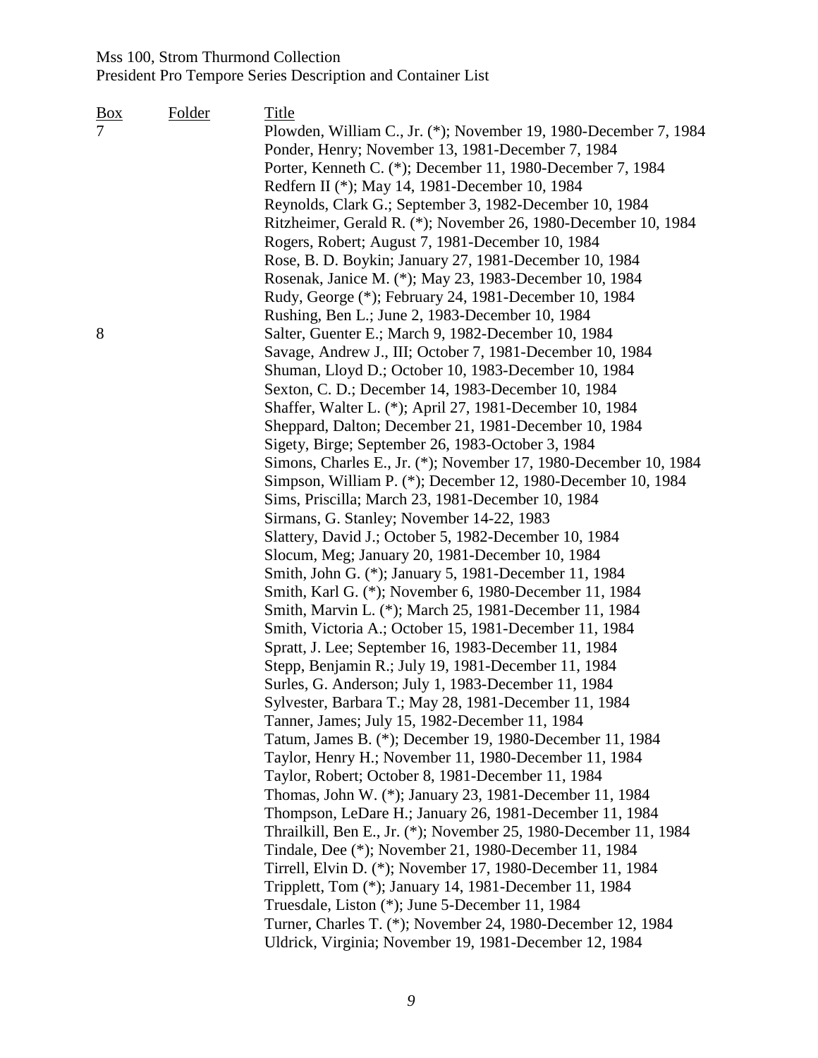| Box | Folder | Title |
|---|---|---|
| 7 | | Plowden, William C., Jr. (*); November 19, 1980-December 7, 1984 |
| | | Ponder, Henry; November 13, 1981-December 7, 1984 |
| | | Porter, Kenneth C. (*); December 11, 1980-December 7, 1984 |
| | | Redfern II (*); May 14, 1981-December 10, 1984 |
| | | Reynolds, Clark G.; September 3, 1982-December 10, 1984 |
| | | Ritzheimer, Gerald R. (*); November 26, 1980-December 10, 1984 |
| | | Rogers, Robert; August 7, 1981-December 10, 1984 |
| | | Rose, B. D. Boykin; January 27, 1981-December 10, 1984 |
| | | Rosenak, Janice M. (*); May 23, 1983-December 10, 1984 |
| | | Rudy, George (*); February 24, 1981-December 10, 1984 |
| | | Rushing, Ben L.; June 2, 1983-December 10, 1984 |
| 8 | | Salter, Guenter E.; March 9, 1982-December 10, 1984 |
| | | Savage, Andrew J., III; October 7, 1981-December 10, 1984 |
| | | Shuman, Lloyd D.; October 10, 1983-December 10, 1984 |
| | | Sexton, C. D.; December 14, 1983-December 10, 1984 |
| | | Shaffer, Walter L. (*); April 27, 1981-December 10, 1984 |
| | | Sheppard, Dalton; December 21, 1981-December 10, 1984 |
| | | Sigety, Birge; September 26, 1983-October 3, 1984 |
| | | Simons, Charles E., Jr. (*); November 17, 1980-December 10, 1984 |
| | | Simpson, William P. (*); December 12, 1980-December 10, 1984 |
| | | Sims, Priscilla; March 23, 1981-December 10, 1984 |
| | | Sirmans, G. Stanley; November 14-22, 1983 |
| | | Slattery, David J.; October 5, 1982-December 10, 1984 |
| | | Slocum, Meg; January 20, 1981-December 10, 1984 |
| | | Smith, John G. (*); January 5, 1981-December 11, 1984 |
| | | Smith, Karl G. (*); November 6, 1980-December 11, 1984 |
| | | Smith, Marvin L. (*); March 25, 1981-December 11, 1984 |
| | | Smith, Victoria A.; October 15, 1981-December 11, 1984 |
| | | Spratt, J. Lee; September 16, 1983-December 11, 1984 |
| | | Stepp, Benjamin R.; July 19, 1981-December 11, 1984 |
| | | Surles, G. Anderson; July 1, 1983-December 11, 1984 |
| | | Sylvester, Barbara T.; May 28, 1981-December 11, 1984 |
| | | Tanner, James; July 15, 1982-December 11, 1984 |
| | | Tatum, James B. (*); December 19, 1980-December 11, 1984 |
| | | Taylor, Henry H.; November 11, 1980-December 11, 1984 |
| | | Taylor, Robert; October 8, 1981-December 11, 1984 |
| | | Thomas, John W. (*); January 23, 1981-December 11, 1984 |
| | | Thompson, LeDare H.; January 26, 1981-December 11, 1984 |
| | | Thrailkill, Ben E., Jr. (*); November 25, 1980-December 11, 1984 |
| | | Tindale, Dee (*); November 21, 1980-December 11, 1984 |
| | | Tirrell, Elvin D. (*); November 17, 1980-December 11, 1984 |
| | | Tripplett, Tom (*); January 14, 1981-December 11, 1984 |
| | | Truesdale, Liston (*); June 5-December 11, 1984 |
| | | Turner, Charles T. (*); November 24, 1980-December 12, 1984 |
| | | Uldrick, Virginia; November 19, 1981-December 12, 1984 |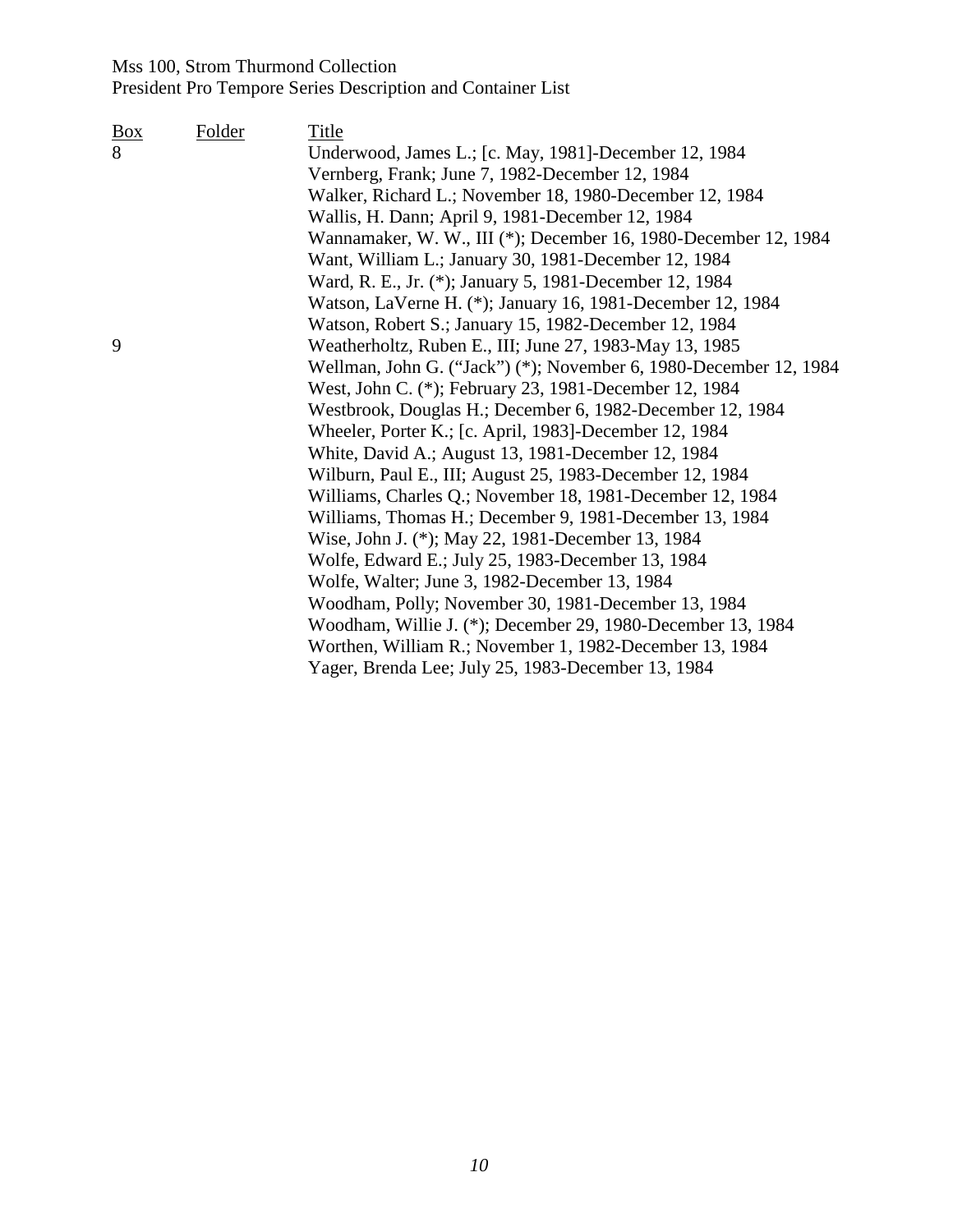| Box | Folder | Title |
| --- | --- | --- |
| 8 | | Underwood, James L.; [c. May, 1981]-December 12, 1984 |
| | | Vernberg, Frank; June 7, 1982-December 12, 1984 |
| | | Walker, Richard L.; November 18, 1980-December 12, 1984 |
| | | Wallis, H. Dann; April 9, 1981-December 12, 1984 |
| | | Wannamaker, W. W., III (*); December 16, 1980-December 12, 1984 |
| | | Want, William L.; January 30, 1981-December 12, 1984 |
| | | Ward, R. E., Jr. (*); January 5, 1981-December 12, 1984 |
| | | Watson, LaVerne H. (*); January 16, 1981-December 12, 1984 |
| | | Watson, Robert S.; January 15, 1982-December 12, 1984 |
| 9 | | Weatherholtz, Ruben E., III; June 27, 1983-May 13, 1985 |
| | | Wellman, John G. ("Jack") (*); November 6, 1980-December 12, 1984 |
| | | West, John C. (*); February 23, 1981-December 12, 1984 |
| | | Westbrook, Douglas H.; December 6, 1982-December 12, 1984 |
| | | Wheeler, Porter K.; [c. April, 1983]-December 12, 1984 |
| | | White, David A.; August 13, 1981-December 12, 1984 |
| | | Wilburn, Paul E., III; August 25, 1983-December 12, 1984 |
| | | Williams, Charles Q.; November 18, 1981-December 12, 1984 |
| | | Williams, Thomas H.; December 9, 1981-December 13, 1984 |
| | | Wise, John J. (*); May 22, 1981-December 13, 1984 |
| | | Wolfe, Edward E.; July 25, 1983-December 13, 1984 |
| | | Wolfe, Walter; June 3, 1982-December 13, 1984 |
| | | Woodham, Polly; November 30, 1981-December 13, 1984 |
| | | Woodham, Willie J. (*); December 29, 1980-December 13, 1984 |
| | | Worthen, William R.; November 1, 1982-December 13, 1984 |
| | | Yager, Brenda Lee; July 25, 1983-December 13, 1984 |